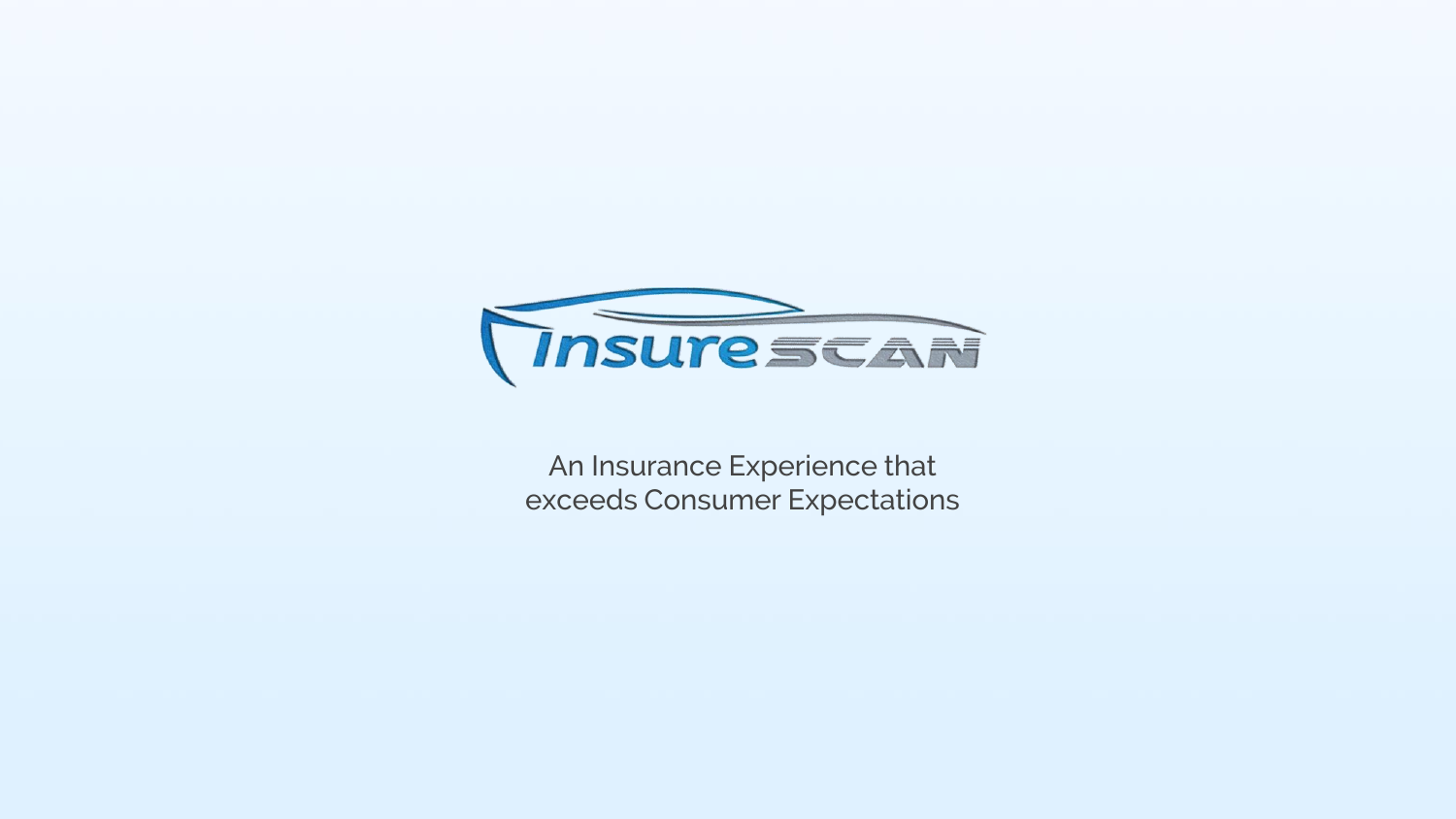# InsureSCAN

An Insurance Experience that exceeds Consumer Expectations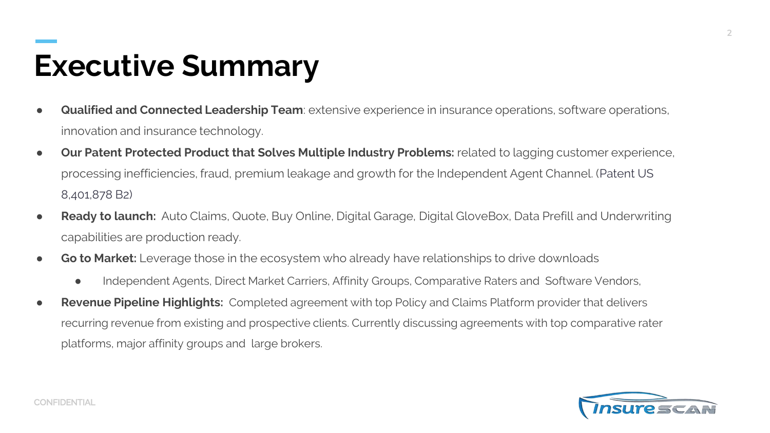# Executive Summary

- **Qualified and Connected Leadership Team**: extensive experience in insurance operations, software operations, innovation and insurance technology.
- **Our Patent Protected Product that Solves Multiple Industry Problems:** related to lagging customer experience, processing inefficiencies, fraud, premium leakage and growth for the Independent Agent Channel. (Patent US 8,401,878 B2)
- **Ready to launch:** Auto Claims, Quote, Buy Online, Digital Garage, Digital GloveBox, Data Prefill and Underwriting capabilities are production ready.
- **Go to Market:** Leverage those in the ecosystem who already have relationships to drive downloads
  - Independent Agents, Direct Market Carriers, Affinity Groups, Comparative Raters and Software Vendors,
- **Revenue Pipeline Highlights:** Completed agreement with top Policy and Claims Platform provider that delivers recurring revenue from existing and prospective clients. Currently discussing agreements with top comparative rater platforms, major affinity groups and large brokers.

CONFIDENTIAL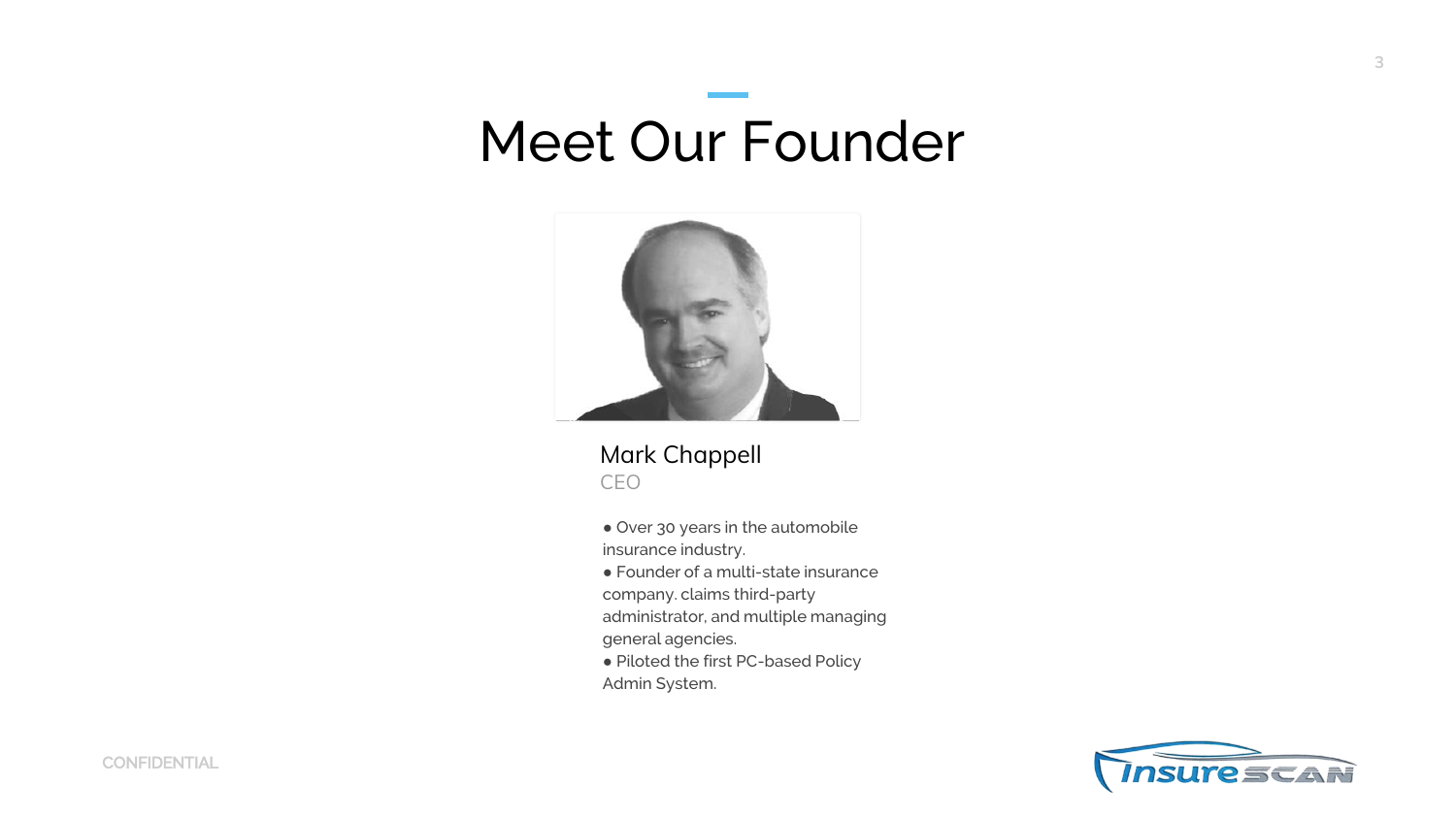# Meet Our Founder

Mark Chappell

CEO

- Over 30 years in the automobile insurance industry.
- Founder of a multi-state insurance company. claims third-party administrator, and multiple managing general agencies.
- Piloted the first PC-based Policy Admin System.

CONFIDENTIAL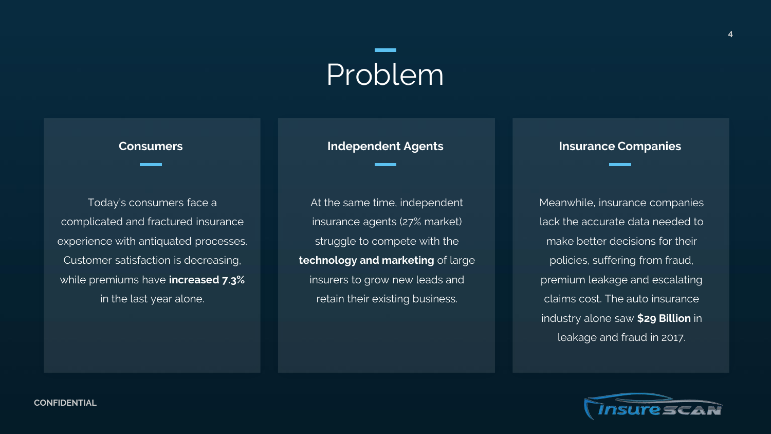# Problem

## Consumers

Today's consumers face a complicated and fractured insurance experience with antiquated processes. Customer satisfaction is decreasing, while premiums have **increased 7.3%** in the last year alone.

## Independent Agents

At the same time, independent insurance agents (27% market) struggle to compete with the **technology and marketing** of large insurers to grow new leads and retain their existing business.

## Insurance Companies

Meanwhile, insurance companies lack the accurate data needed to make better decisions for their policies, suffering from fraud, premium leakage and escalating claims cost. The auto insurance industry alone saw **$29 Billion** in leakage and fraud in 2017.

CONFIDENTIAL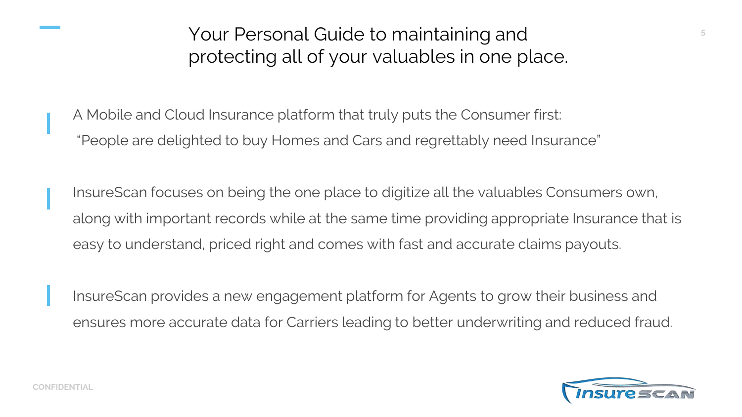# Your Personal Guide to maintaining and protecting all of your valuables in one place.

A Mobile and Cloud Insurance platform that truly puts the Consumer first:
"People are delighted to buy Homes and Cars and regrettably need Insurance"

InsureScan focuses on being the one place to digitize all the valuables Consumers own, along with important records while at the same time providing appropriate Insurance that is easy to understand, priced right and comes with fast and accurate claims payouts.

InsureScan provides a new engagement platform for Agents to grow their business and ensures more accurate data for Carriers leading to better underwriting and reduced fraud.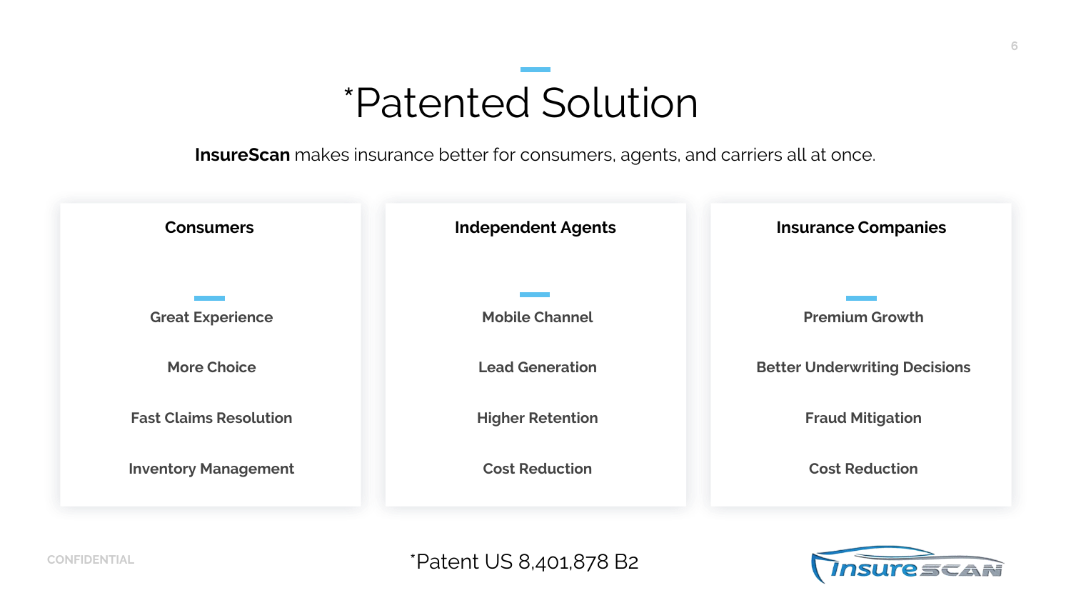# *Patented Solution

**InsureScan** makes insurance better for consumers, agents, and carriers all at once.

### Consumers

- Great Experience
- More Choice
- Fast Claims Resolution
- Inventory Management

### Independent Agents

- Mobile Channel
- Lead Generation
- Higher Retention
- Cost Reduction

### Insurance Companies

- Premium Growth
- Better Underwriting Decisions
- Fraud Mitigation
- Cost Reduction

CONFIDENTIAL

*Patent US 8,401,878 B2

InsureScan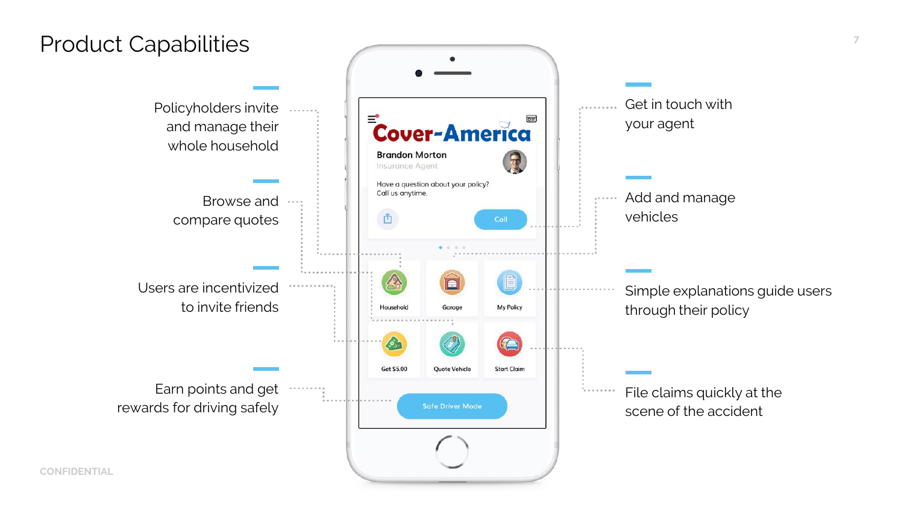# Product Capabilities

Policyholders invite and manage their whole household

Browse and compare quotes

Users are incentivized to invite friends

Earn points and get rewards for driving safely

Get in touch with your agent

Add and manage vehicles

Simple explanations guide users through their policy

File claims quickly at the scene of the accident

Cover-America

Brandon Morton

Insurance Agent

Have a question about your policy? Call us anytime.

Call

Household

Garage

My Policy

Get $5.00

Quote Vehicle

Start Claim

Safe Driver Mode

CONFIDENTIAL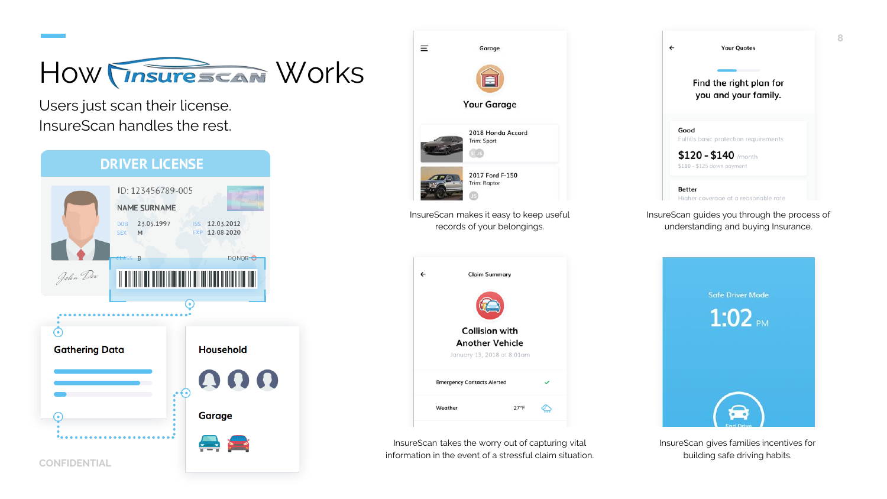# How InsureScan Works

Users just scan their license.
InsureScan handles the rest.

DRIVER LICENSE

ID: 123456789-005

NAME SURNAME

DOB 23.05.1997 ISS 12.03.2012

SEX M EXP 12.08.2020

CLASS B DONOR

Gathering Data

Household

Garage

Garage

Your Garage

2018 Honda Accord
Trim: Sport

2017 Ford F-150
Trim: Raptor

InsureScan makes it easy to keep useful records of your belongings.

Your Quotes

Find the right plan for you and your family.

Good
Fulfills basic protection requirements
$120 - $140 /month
$110 - $125 down payment

Better
Higher coverage at a reasonable rate

InsureScan guides you through the process of understanding and buying Insurance.

Claim Summary

Collision with Another Vehicle
January 13, 2018 at 8:01am

Emergency Contacts Alerted ✓

Weather 27°F

InsureScan takes the worry out of capturing vital information in the event of a stressful claim situation.

Safe Driver Mode

1:02 PM

End Drive

InsureScan gives families incentives for building safe driving habits.

CONFIDENTIAL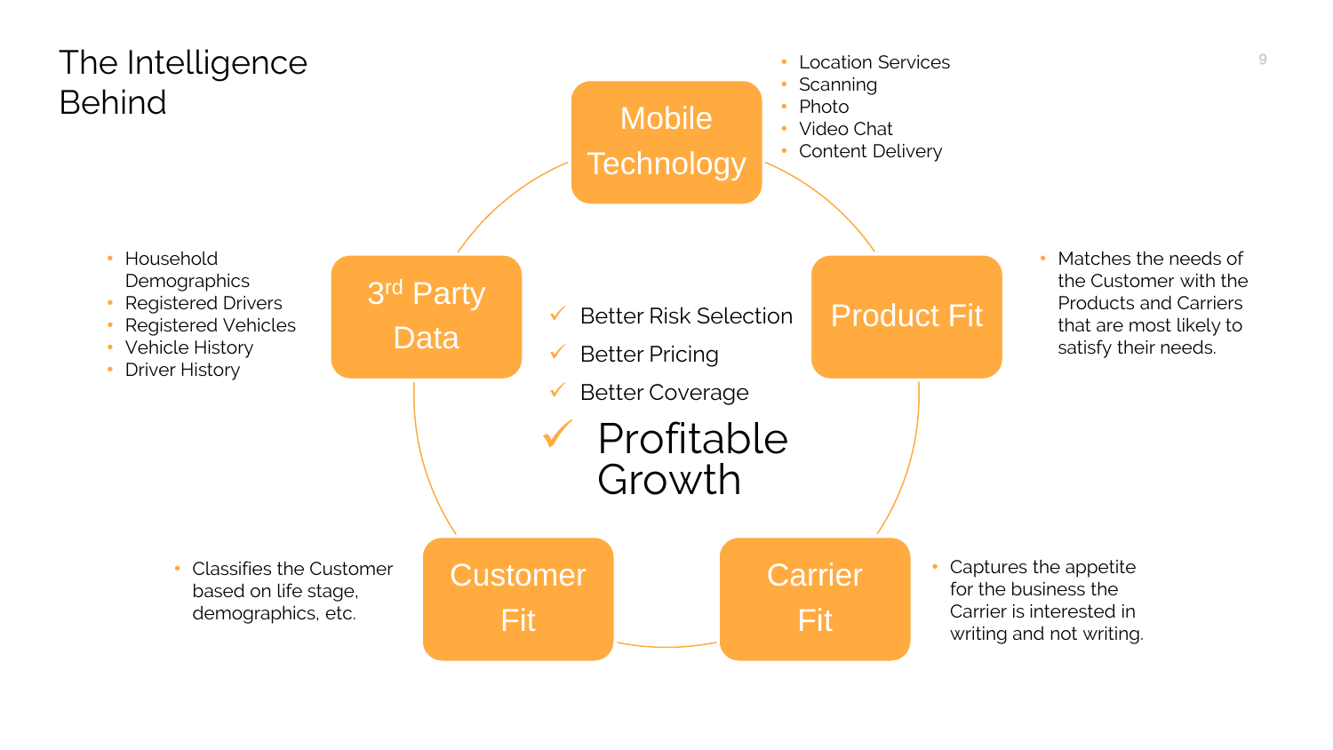# The Intelligence Behind

## Mobile Technology

- Location Services
- Scanning
- Photo
- Video Chat
- Content Delivery

## Product Fit

- Matches the needs of the Customer with the Products and Carriers that are most likely to satisfy their needs.

## Carrier Fit

- Captures the appetite for the business the Carrier is interested in writing and not writing.

## Customer Fit

- Classifies the Customer based on life stage, demographics, etc.

## 3rd Party Data

- Household Demographics
- Registered Drivers
- Registered Vehicles
- Vehicle History
- Driver History

✓ Better Risk Selection

✓ Better Pricing

✓ Better Coverage

✓ **Profitable Growth**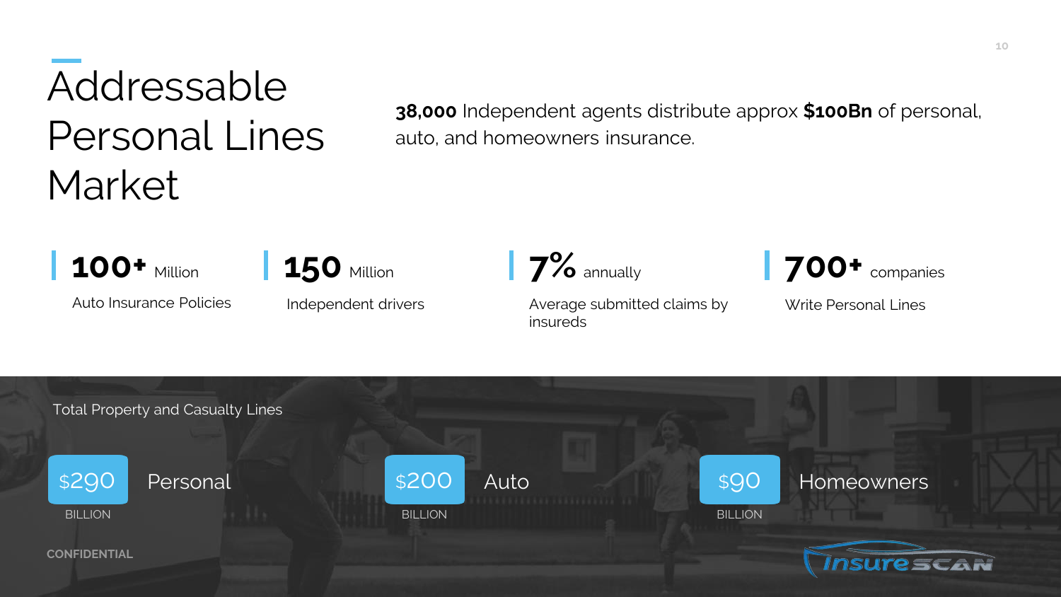# Addressable Personal Lines Market

**38,000** Independent agents distribute approx **$100Bn** of personal, auto, and homeowners insurance.

**100+** Million
Auto Insurance Policies

**150** Million
Independent drivers

**7%** annually
Average submitted claims by insureds

**700+** companies
Write Personal Lines

Total Property and Casualty Lines

**$290** BILLION — Personal

**$200** BILLION — Auto

**$90** BILLION — Homeowners

CONFIDENTIAL

InsureSCAN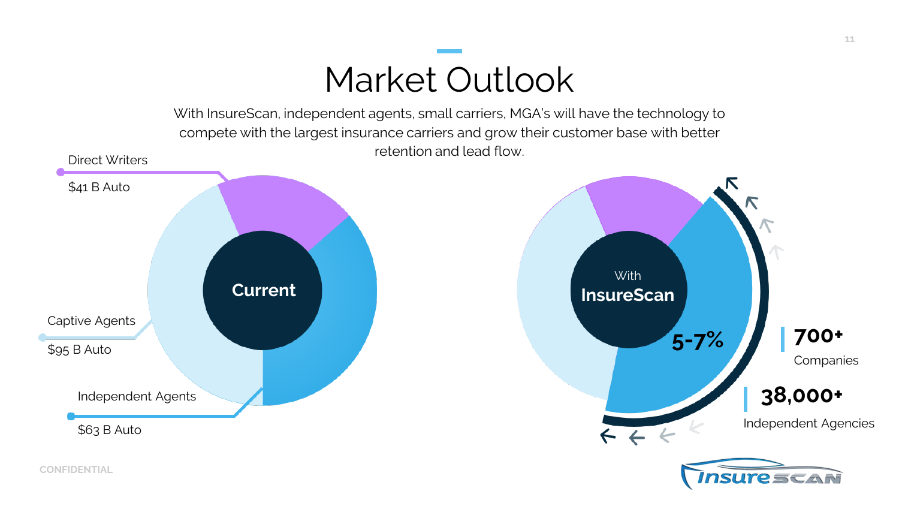# Market Outlook

With InsureScan, independent agents, small carriers, MGA's will have the technology to compete with the largest insurance carriers and grow their customer base with better retention and lead flow.

**Current**

- Direct Writers: $41 B Auto
- Captive Agents: $95 B Auto
- Independent Agents: $63 B Auto

**With InsureScan**

5-7%

**700+** Companies

**38,000+** Independent Agencies

CONFIDENTIAL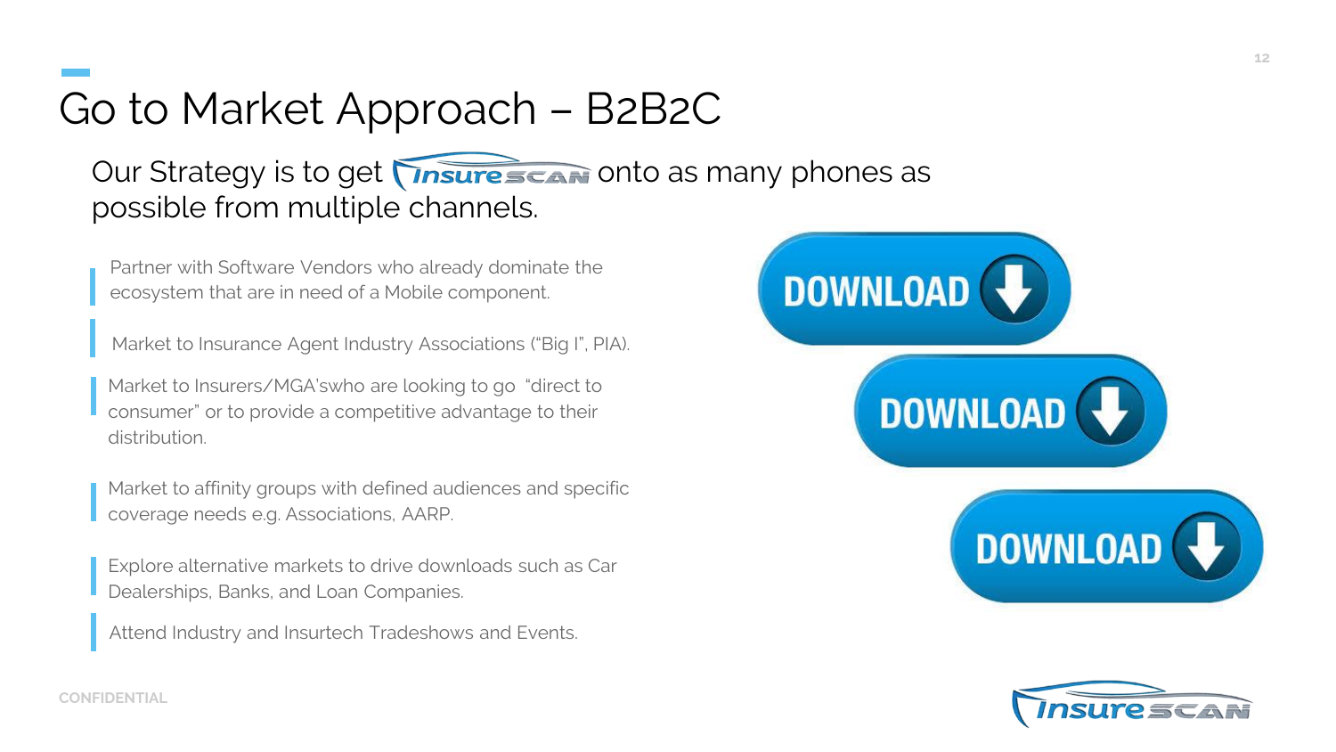# Go to Market Approach – B2B2C

Our Strategy is to get InsureScan onto as many phones as possible from multiple channels.

- Partner with Software Vendors who already dominate the ecosystem that are in need of a Mobile component.
- Market to Insurance Agent Industry Associations ("Big I", PIA).
- Market to Insurers/MGA'swho are looking to go "direct to consumer" or to provide a competitive advantage to their distribution.
- Market to affinity groups with defined audiences and specific coverage needs e.g. Associations, AARP.
- Explore alternative markets to drive downloads such as Car Dealerships, Banks, and Loan Companies.
- Attend Industry and Insurtech Tradeshows and Events.

DOWNLOAD

DOWNLOAD

DOWNLOAD

CONFIDENTIAL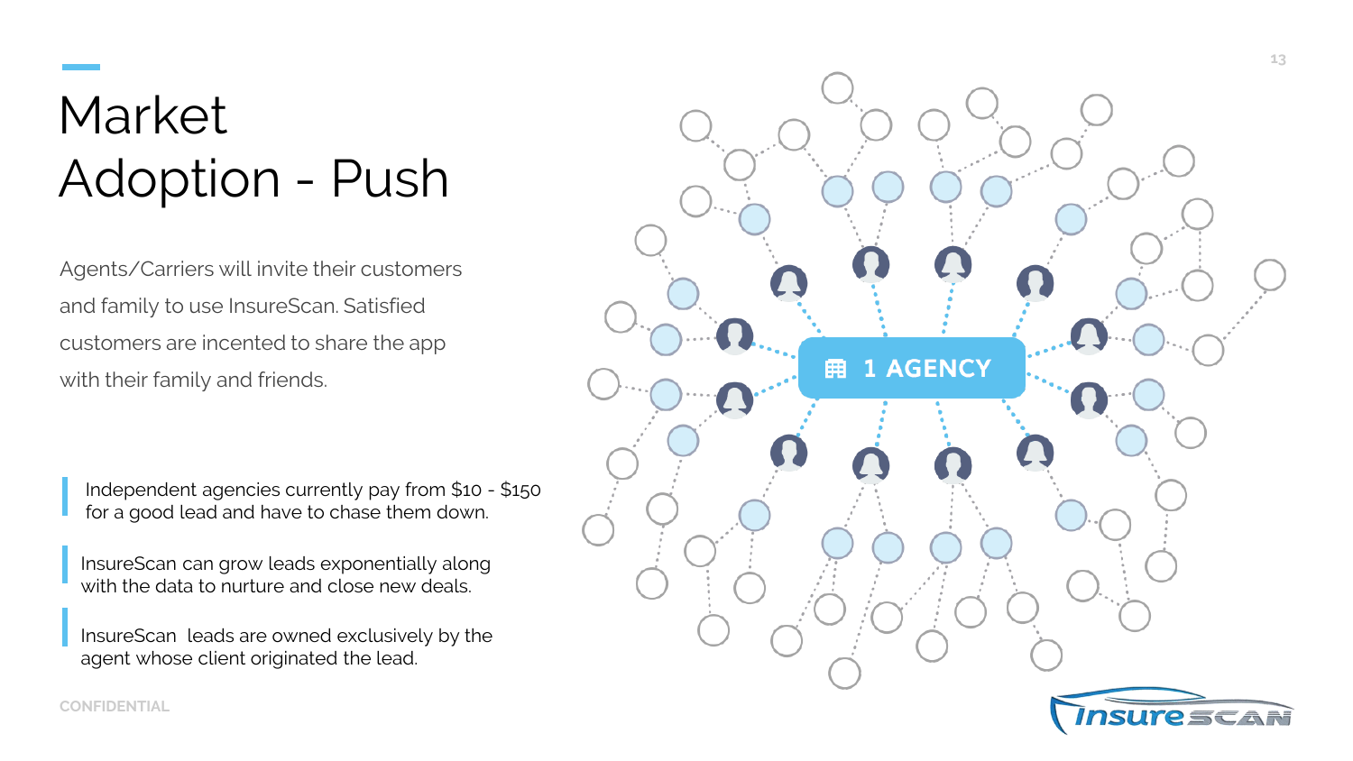# Market Adoption - Push

Agents/Carriers will invite their customers and family to use InsureScan. Satisfied customers are incented to share the app with their family and friends.

Independent agencies currently pay from $10 - $150 for a good lead and have to chase them down.

InsureScan can grow leads exponentially along with the data to nurture and close new deals.

InsureScan leads are owned exclusively by the agent whose client originated the lead.

1 AGENCY

CONFIDENTIAL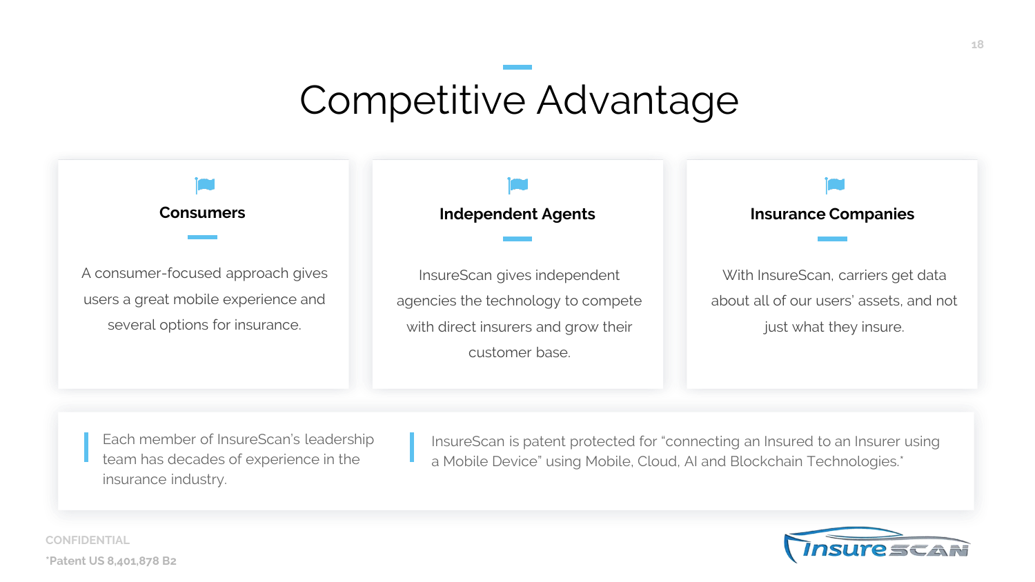# Competitive Advantage

### Consumers

A consumer-focused approach gives users a great mobile experience and several options for insurance.

### Independent Agents

InsureScan gives independent agencies the technology to compete with direct insurers and grow their customer base.

### Insurance Companies

With InsureScan, carriers get data about all of our users' assets, and not just what they insure.

Each member of InsureScan's leadership team has decades of experience in the insurance industry.

InsureScan is patent protected for "connecting an Insured to an Insurer using a Mobile Device" using Mobile, Cloud, AI and Blockchain Technologies.*

CONFIDENTIAL

*Patent US 8,401,878 B2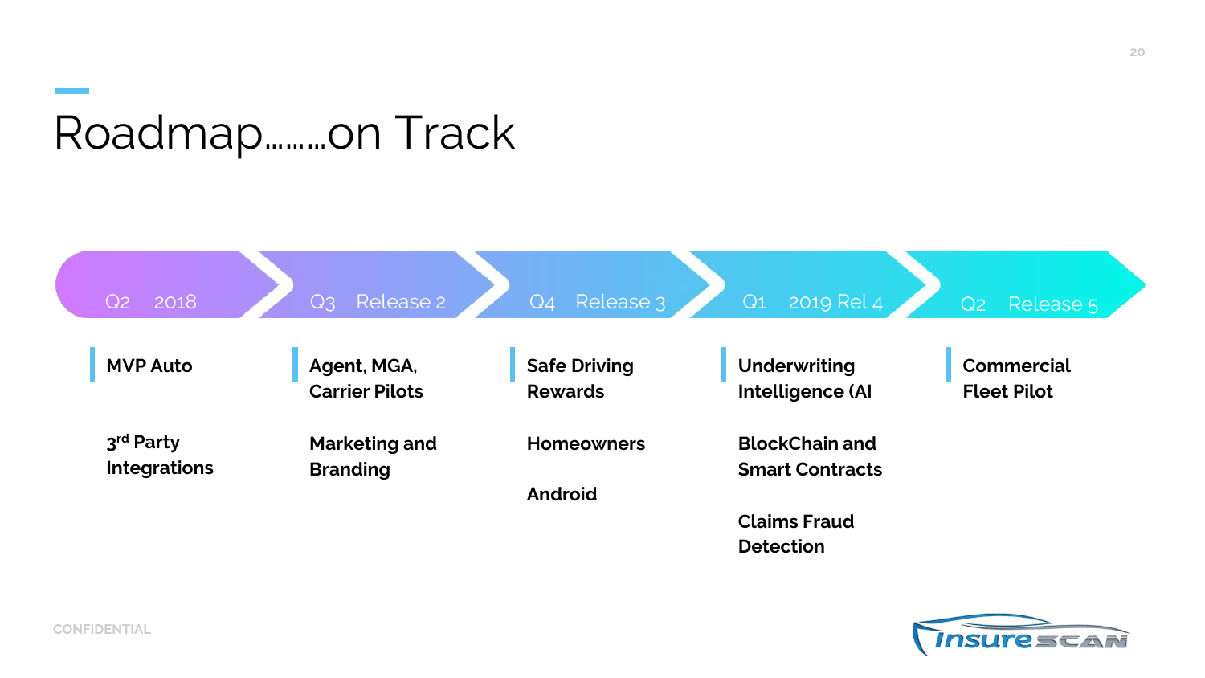# Roadmap……..on Track

| Q2 2018 | Q3 Release 2 | Q4 Release 3 | Q1 2019 Rel 4 | Q2 Release 5 |
|---|---|---|---|---|
| **MVP Auto** | **Agent, MGA, Carrier Pilots** | **Safe Driving Rewards** | **Underwriting Intelligence (AI** | **Commercial Fleet Pilot** |
| **3rd Party Integrations** | **Marketing and Branding** | **Homeowners** | **BlockChain and Smart Contracts** | |
| | | **Android** | **Claims Fraud Detection** | |

CONFIDENTIAL

InsureSCAN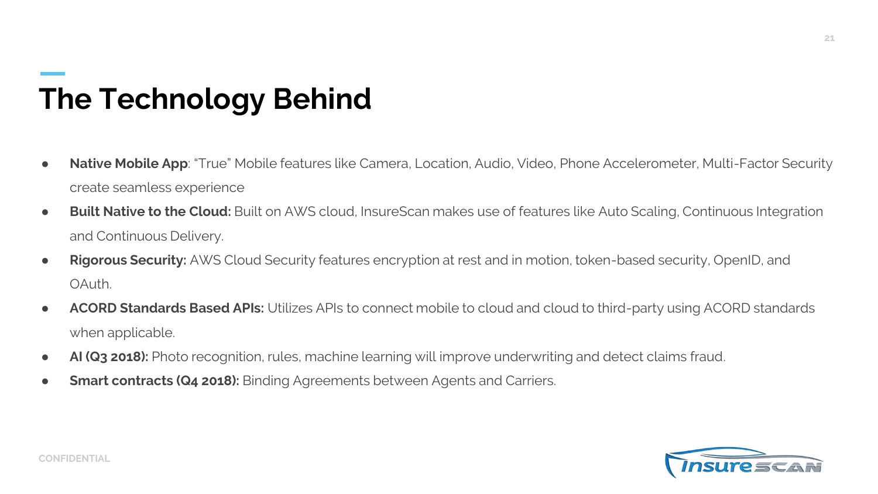# The Technology Behind

- **Native Mobile App**: "True" Mobile features like Camera, Location, Audio, Video, Phone Accelerometer, Multi-Factor Security create seamless experience
- **Built Native to the Cloud:** Built on AWS cloud, InsureScan makes use of features like Auto Scaling, Continuous Integration and Continuous Delivery.
- **Rigorous Security:** AWS Cloud Security features encryption at rest and in motion, token-based security, OpenID, and OAuth.
- **ACORD Standards Based APIs:** Utilizes APIs to connect mobile to cloud and cloud to third-party using ACORD standards when applicable.
- **AI (Q3 2018):** Photo recognition, rules, machine learning will improve underwriting and detect claims fraud.
- **Smart contracts (Q4 2018):** Binding Agreements between Agents and Carriers.

CONFIDENTIAL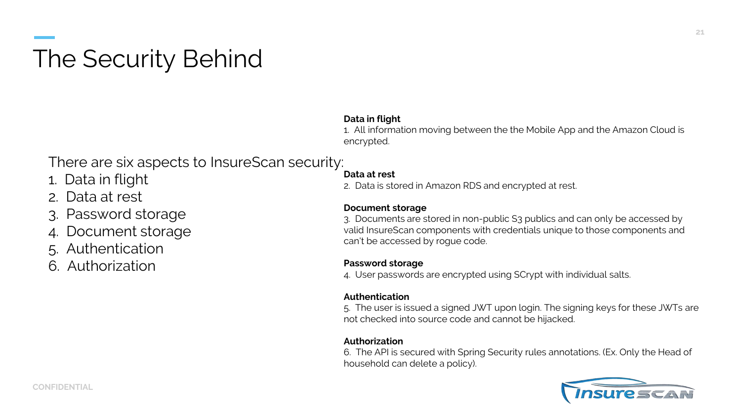# The Security Behind

There are six aspects to InsureScan security:

1. Data in flight
2. Data at rest
3. Password storage
4. Document storage
5. Authentication
6. Authorization

**Data in flight**

1. All information moving between the the Mobile App and the Amazon Cloud is encrypted.

**Data at rest**

2. Data is stored in Amazon RDS and encrypted at rest.

**Document storage**

3. Documents are stored in non-public S3 publics and can only be accessed by valid InsureScan components with credentials unique to those components and can't be accessed by rogue code.

**Password storage**

4. User passwords are encrypted using SCrypt with individual salts.

**Authentication**

5. The user is issued a signed JWT upon login. The signing keys for these JWTs are not checked into source code and cannot be hijacked.

**Authorization**

6. The API is secured with Spring Security rules annotations. (Ex. Only the Head of household can delete a policy).

CONFIDENTIAL